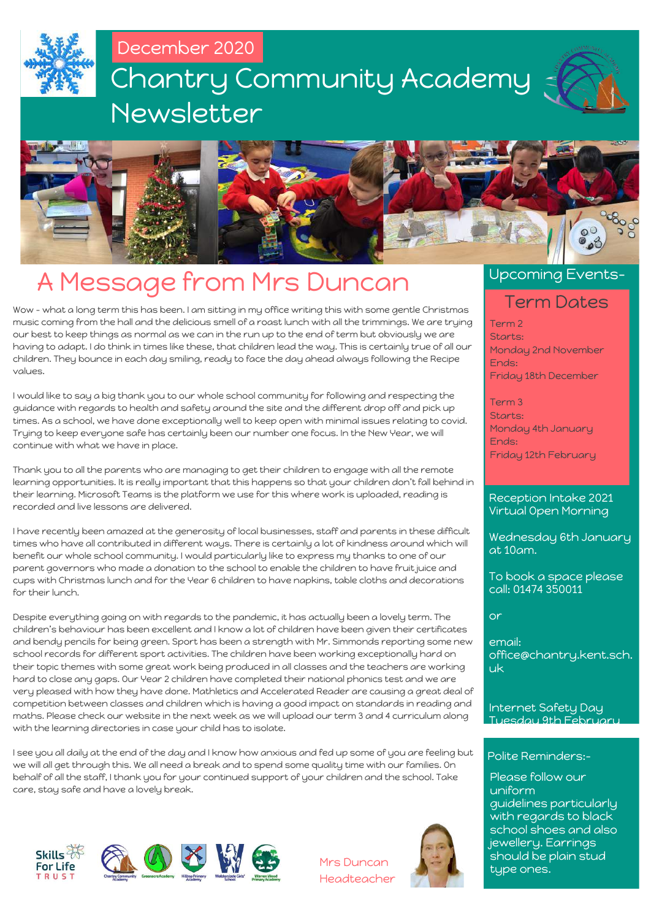December 2020

# Chantry Community Academy Newsletter

## A Message from Mrs Duncan

Wow - what a long term this has been. I am sitting in my office writing this with some gentle Christmas music coming from the hall and the delicious smell of a roast lunch with all the trimmings. We are trying our best to keep things as normal as we can in the run up to the end of term but obviously we are having to adapt. I do think in times like these, that children lead the way. This is certainly true of all our children. They bounce in each day smiling, ready to face the day ahead always following the Recipe values.

I would like to say a big thank you to our whole school community for following and respecting the guidance with regards to health and safety around the site and the different drop off and pick up times. As a school, we have done exceptionally well to keep open with minimal issues relating to covid. Trying to keep everyone safe has certainly been our number one focus. In the New Year, we will continue with what we have in place.

Thank you to all the parents who are managing to get their children to engage with all the remote learning opportunities. It is really important that this happens so that your children don't fall behind in their learning. Microsoft Teams is the platform we use for this where work is uploaded, reading is recorded and live lessons are delivered.

I have recently been amazed at the generosity of local businesses, staff and parents in these difficult times who have all contributed in different ways. There is certainly a lot of kindness around which will benefit our whole school community. I would particularly like to express my thanks to one of our parent governors who made a donation to the school to enable the children to have fruit juice and cups with Christmas lunch and for the Year 6 children to have napkins, table cloths and decorations for their lunch.

Despite everything going on with regards to the pandemic, it has actually been a lovely term. The children's behaviour has been excellent and I know a lot of children have been given their certificates and bendy pencils for being green. Sport has been a strength with Mr. Simmonds reporting some new school records for different sport activities. The children have been working exceptionally hard on their topic themes with some great work being produced in all classes and the teachers are working hard to close any gaps. Our Year 2 children have completed their national phonics test and we are very pleased with how they have done. Mathletics and Accelerated Reader are causing a great deal of competition between classes and children which is having a good impact on standards in reading and maths. Please check our website in the next week as we will upload our term 3 and 4 curriculum along with the learning directories in case your child has to isolate.

I see you all daily at the end of the day and I know how anxious and fed up some of you are feeling but we will all get through this. We all need a break and to spend some quality time with our families. On behalf of all the staff, I thank you for your continued support of your children and the school. Take care, stay safe and have a lovely break.

Mrs Duncan
Headteacher

## Upcoming Events-

### Term Dates

Term 2
Starts:
Monday 2nd November
Ends:
Friday 18th December

Term 3
Starts:
Monday 4th January
Ends:
Friday 12th February

Reception Intake 2021
Virtual Open Morning

Wednesday 6th January at 10am.

To book a space please call: 01474 350011

or

email:
office@chantry.kent.sch.uk

Internet Safety Day
Tuesday 9th February

### Polite Reminders:-

Please follow our uniform guidelines particularly with regards to black school shoes and also jewellery. Earrings should be plain stud type ones.

Skills For Life TRUST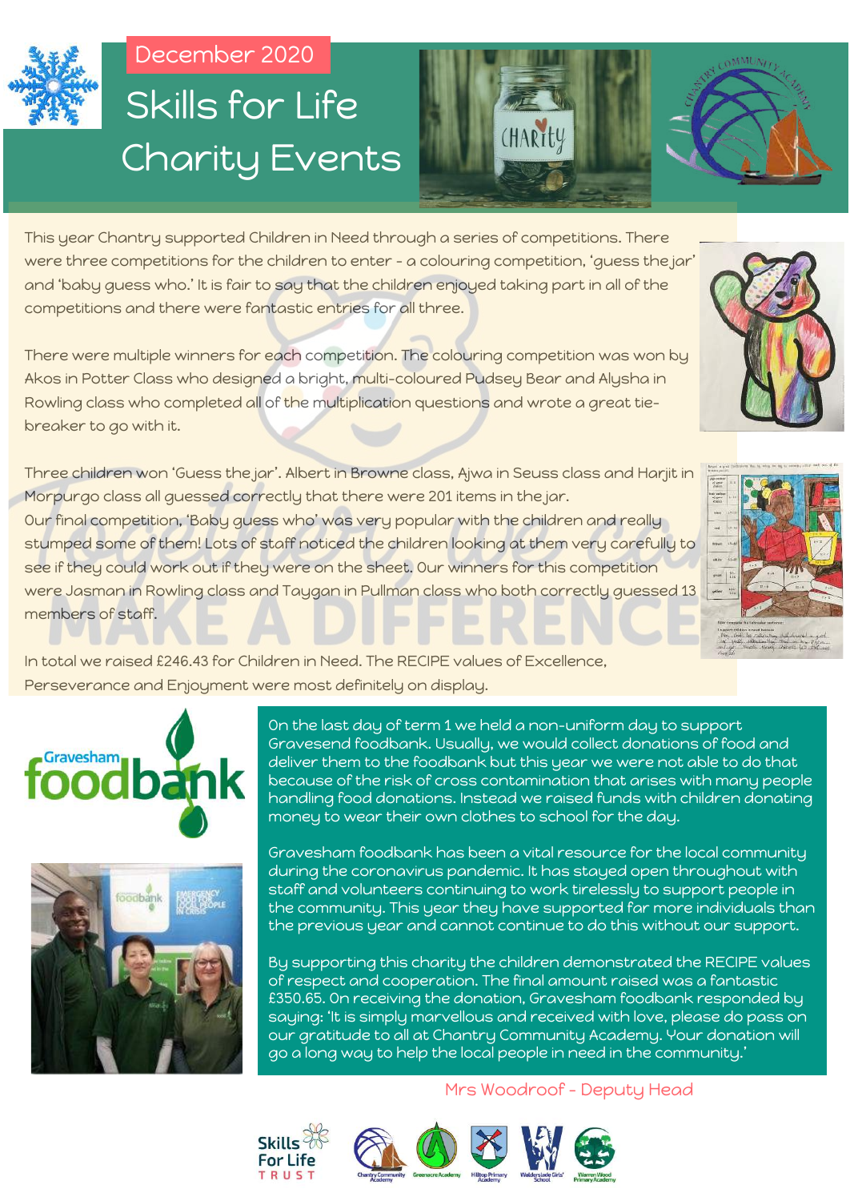December 2020

# Skills for Life Charity Events

This year Chantry supported Children in Need through a series of competitions. There were three competitions for the children to enter - a colouring competition, 'guess the jar' and 'baby guess who.' It is fair to say that the children enjoyed taking part in all of the competitions and there were fantastic entries for all three.

There were multiple winners for each competition. The colouring competition was won by Akos in Potter Class who designed a bright, multi-coloured Pudsey Bear and Alysha in Rowling class who completed all of the multiplication questions and wrote a great tie-breaker to go with it.

Three children won 'Guess the jar'. Albert in Browne class, Ajwa in Seuss class and Harjit in Morpurgo class all guessed correctly that there were 201 items in the jar.
Our final competition, 'Baby guess who' was very popular with the children and really stumped some of them! Lots of staff noticed the children looking at them very carefully to see if they could work out if they were on the sheet. Our winners for this competition were Jasman in Rowling class and Taygan in Pullman class who both correctly guessed 13 members of staff.

In total we raised £246.43 for Children in Need. The RECIPE values of Excellence, Perseverance and Enjoyment were most definitely on display.

On the last day of term 1 we held a non-uniform day to support Gravesend foodbank. Usually, we would collect donations of food and deliver them to the foodbank but this year we were not able to do that because of the risk of cross contamination that arises with many people handling food donations. Instead we raised funds with children donating money to wear their own clothes to school for the day.

Gravesham foodbank has been a vital resource for the local community during the coronavirus pandemic. It has stayed open throughout with staff and volunteers continuing to work tirelessly to support people in the community. This year they have supported far more individuals than the previous year and cannot continue to do this without our support.

By supporting this charity the children demonstrated the RECIPE values of respect and cooperation. The final amount raised was a fantastic £350.65. On receiving the donation, Gravesham foodbank responded by saying: 'It is simply marvellous and received with love, please do pass on our gratitude to all at Chantry Community Academy. Your donation will go a long way to help the local people in need in the community.'

Mrs Woodroof - Deputy Head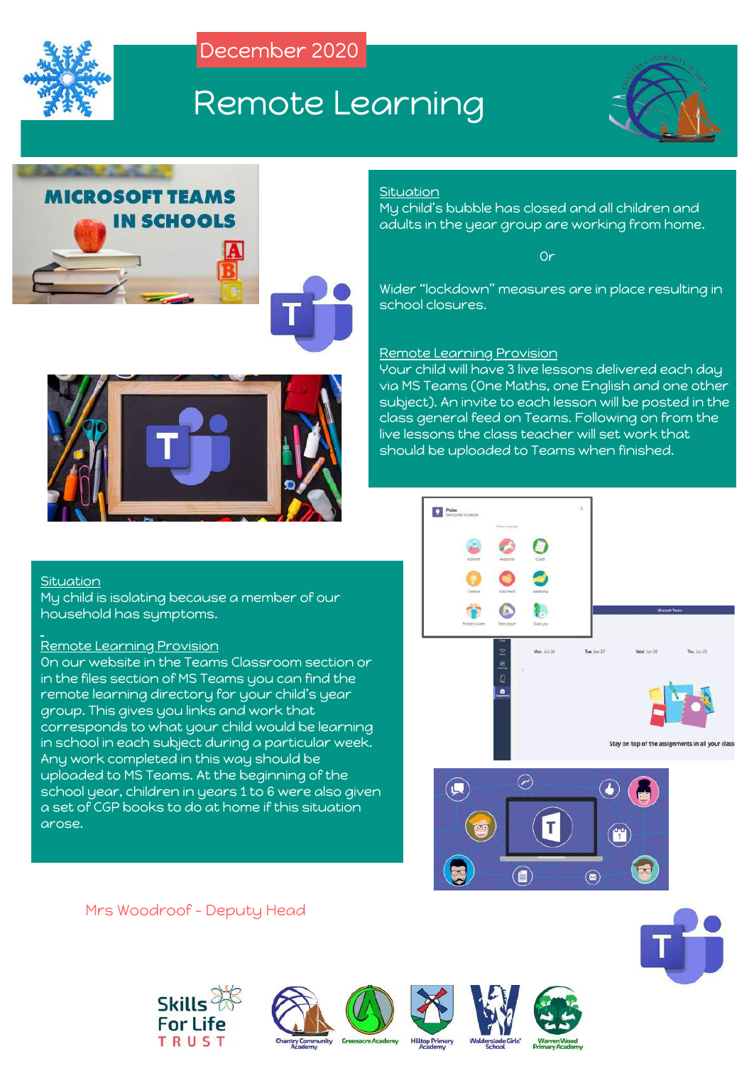December 2020

# Remote Learning

## Situation

My child's bubble has closed and all children and adults in the year group are working from home.

Or

Wider "lockdown" measures are in place resulting in school closures.

## Remote Learning Provision

Your child will have 3 live lessons delivered each day via MS Teams (One Maths, one English and one other subject). An invite to each lesson will be posted in the class general feed on Teams. Following on from the live lessons the class teacher will set work that should be uploaded to Teams when finished.

## Situation

My child is isolating because a member of our household has symptoms.

## Remote Learning Provision

On our website in the Teams Classroom section or in the files section of MS Teams you can find the remote learning directory for your child's year group. This gives you links and work that corresponds to what your child would be learning in school in each subject during a particular week. Any work completed in this way should be uploaded to MS Teams. At the beginning of the school year, children in years 1 to 6 were also given a set of CGP books to do at home if this situation arose.

Mrs Woodroof - Deputy Head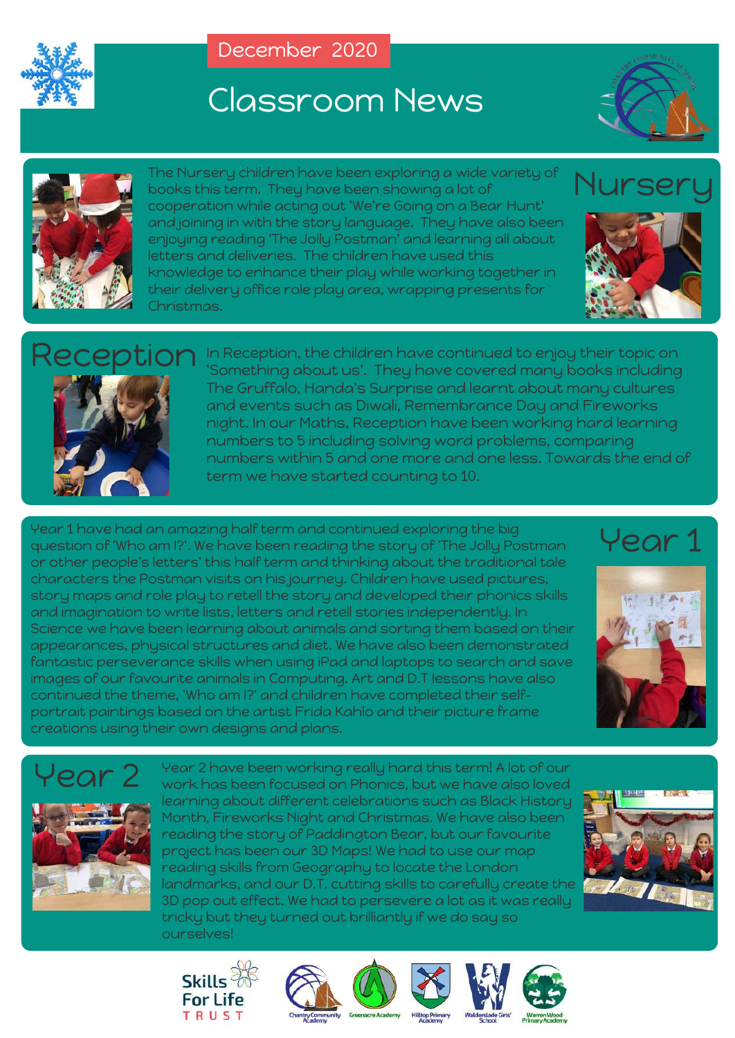December 2020

# Classroom News

## Nursery

The Nursery children have been exploring a wide variety of books this term. They have been showing a lot of cooperation while acting out 'We're Going on a Bear Hunt' and joining in with the story language. They have also been enjoying reading 'The Jolly Postman' and learning all about letters and deliveries. The children have used this knowledge to enhance their play while working together in their delivery office role play area, wrapping presents for Christmas.

## Reception

In Reception, the children have continued to enjoy their topic on 'Something about us'. They have covered many books including The Gruffalo, Handa's Surprise and learnt about many cultures and events such as Diwali, Remembrance Day and Fireworks night. In our Maths, Reception have been working hard learning numbers to 5 including solving word problems, comparing numbers within 5 and one more and one less. Towards the end of term we have started counting to 10.

## Year 1

Year 1 have had an amazing half term and continued exploring the big question of 'Who am I?'. We have been reading the story of 'The Jolly Postman or other people's letters' this half term and thinking about the traditional tale characters the Postman visits on his journey. Children have used pictures, story maps and role play to retell the story and developed their phonics skills and imagination to write lists, letters and retell stories independently. In Science we have been learning about animals and sorting them based on their appearances, physical structures and diet. We have also been demonstrated fantastic perseverance skills when using iPad and laptops to search and save images of our favourite animals in Computing. Art and D.T lessons have also continued the theme, 'Who am I?' and children have completed their self-portrait paintings based on the artist Frida Kahlo and their picture frame creations using their own designs and plans.

## Year 2

Year 2 have been working really hard this term! A lot of our work has been focused on Phonics, but we have also loved learning about different celebrations such as Black History Month, Fireworks Night and Christmas. We have also been reading the story of Paddington Bear, but our favourite project has been our 3D Maps! We had to use our map reading skills from Geography to locate the London landmarks, and our D.T. cutting skills to carefully create the 3D pop out effect. We had to persevere a lot as it was really tricky but they turned out brilliantly if we do say so ourselves!

Skills For Life TRUST

Chantry Community Academy · Greenacre Academy · Hilltop Primary Academy · Walderslade Girls' School · Warren Wood Primary Academy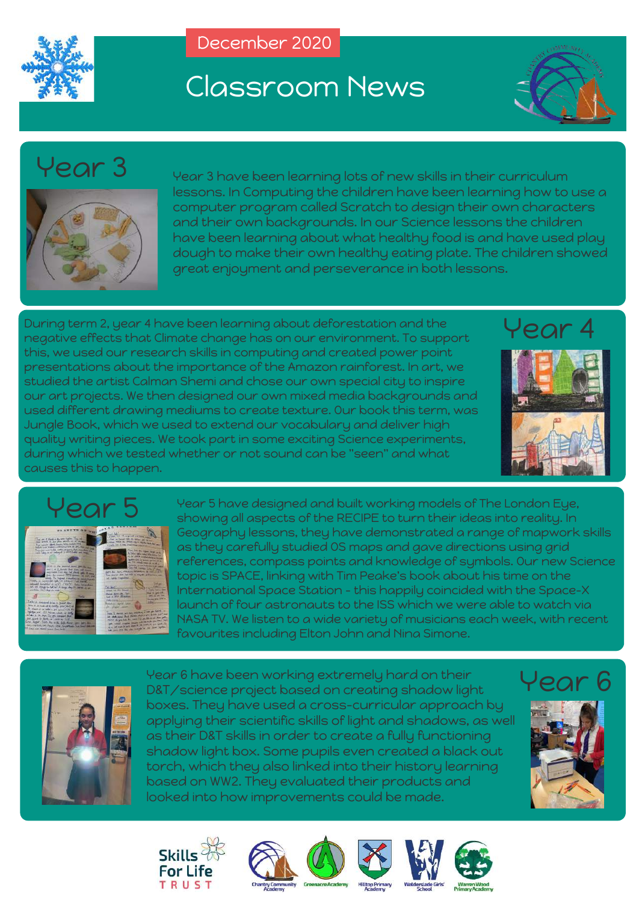December 2020

# Classroom News

## Year 3

Year 3 have been learning lots of new skills in their curriculum lessons. In Computing the children have been learning how to use a computer program called Scratch to design their own characters and their own backgrounds. In our Science lessons the children have been learning about what healthy food is and have used play dough to make their own healthy eating plate. The children showed great enjoyment and perseverance in both lessons.

## Year 4

During term 2, year 4 have been learning about deforestation and the negative effects that Climate change has on our environment. To support this, we used our research skills in computing and created power point presentations about the importance of the Amazon rainforest. In art, we studied the artist Calman Shemi and chose our own special city to inspire our art projects. We then designed our own mixed media backgrounds and used different drawing mediums to create texture. Our book this term, was Jungle Book, which we used to extend our vocabulary and deliver high quality writing pieces. We took part in some exciting Science experiments, during which we tested whether or not sound can be "seen" and what causes this to happen.

## Year 5

Year 5 have designed and built working models of The London Eye, showing all aspects of the RECIPE to turn their ideas into reality. In Geography lessons, they have demonstrated a range of mapwork skills as they carefully studied OS maps and gave directions using grid references, compass points and knowledge of symbols. Our new Science topic is SPACE, linking with Tim Peake's book about his time on the International Space Station - this happily coincided with the Space-X launch of four astronauts to the ISS which we were able to watch via NASA TV. We listen to a wide variety of musicians each week, with recent favourites including Elton John and Nina Simone.

## Year 6

Year 6 have been working extremely hard on their D&T/science project based on creating shadow light boxes. They have used a cross-curricular approach by applying their scientific skills of light and shadows, as well as their D&T skills in order to create a fully functioning shadow light box. Some pupils even created a black out torch, which they also linked into their history learning based on WW2. They evaluated their products and looked into how improvements could be made.

Skills For Life TRUST

Chantry Community Academy · Greenacre Academy · Hilltop Primary Academy · Walderslade Girls' School · Warren Wood Primary Academy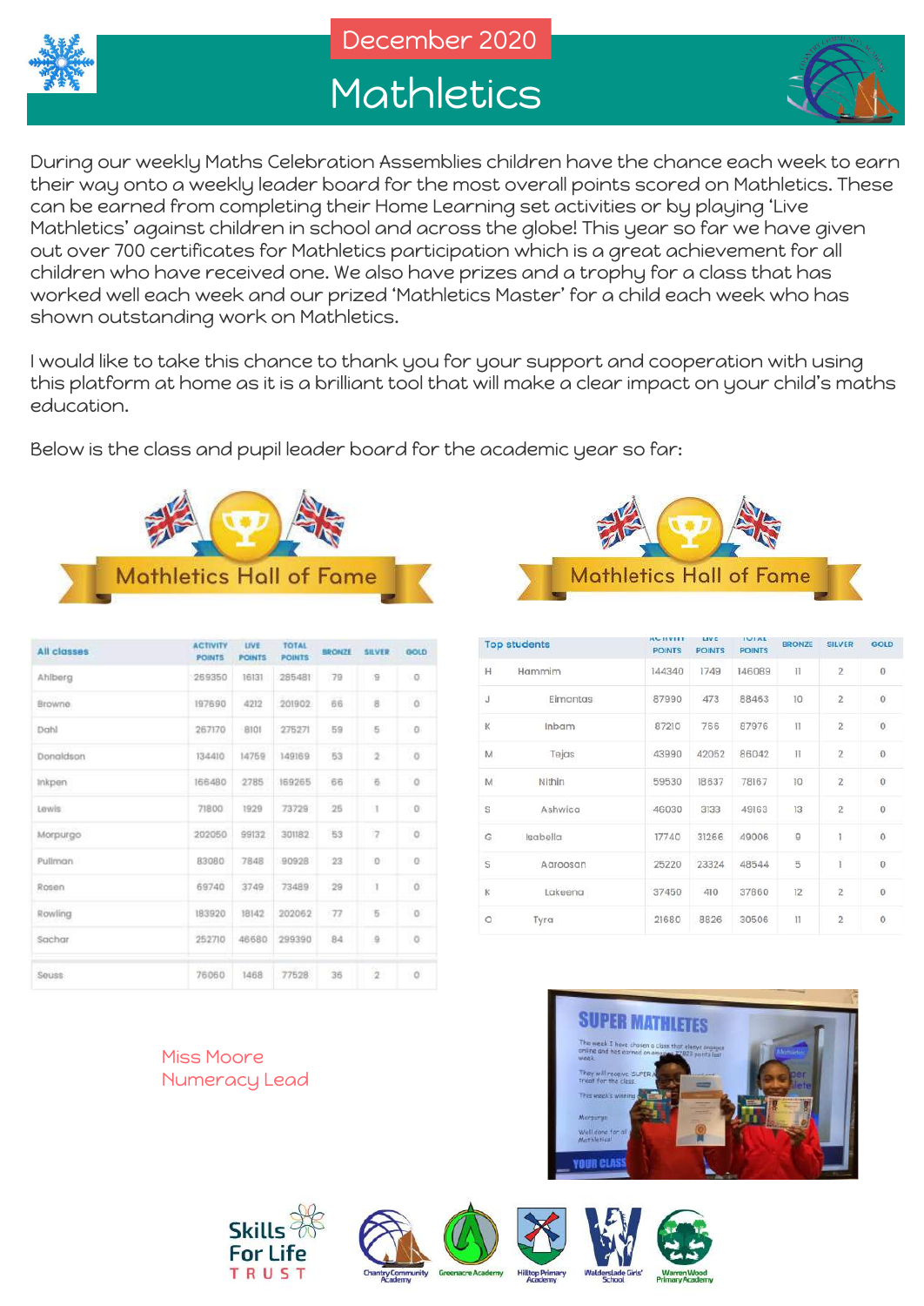December 2020

# Mathletics

During our weekly Maths Celebration Assemblies children have the chance each week to earn their way onto a weekly leader board for the most overall points scored on Mathletics. These can be earned from completing their Home Learning set activities or by playing 'Live Mathletics' against children in school and across the globe! This year so far we have given out over 700 certificates for Mathletics participation which is a great achievement for all children who have received one. We also have prizes and a trophy for a class that has worked well each week and our prized 'Mathletics Master' for a child each week who has shown outstanding work on Mathletics.

I would like to take this chance to thank you for your support and cooperation with using this platform at home as it is a brilliant tool that will make a clear impact on your child's maths education.

Below is the class and pupil leader board for the academic year so far:

## Mathletics Hall of Fame

| All classes | ACTIVITY POINTS | LIVE POINTS | TOTAL POINTS | BRONZE | SILVER | GOLD |
|---|---|---|---|---|---|---|
| Ahlberg | 269350 | 16131 | 285481 | 79 | 9 | 0 |
| Browne | 197690 | 4212 | 201902 | 66 | 8 | 0 |
| Dahl | 267170 | 8101 | 275271 | 59 | 5 | 0 |
| Donaldson | 134410 | 14759 | 149169 | 53 | 2 | 0 |
| Inkpen | 166480 | 2785 | 169265 | 66 | 6 | 0 |
| Lewis | 71800 | 1929 | 73729 | 25 | 1 | 0 |
| Morpurgo | 202050 | 99132 | 301182 | 53 | 7 | 0 |
| Pullman | 83080 | 7848 | 90928 | 23 | 0 | 0 |
| Rosen | 69740 | 3749 | 73489 | 29 | 1 | 0 |
| Rowling | 183920 | 18142 | 202062 | 77 | 5 | 0 |
| Sachar | 252710 | 46680 | 299390 | 84 | 9 | 0 |
| Seuss | 76060 | 1468 | 77528 | 36 | 2 | 0 |

## Mathletics Hall of Fame

| Top students | | ACTIVITY POINTS | LIVE POINTS | TOTAL POINTS | BRONZE | SILVER | GOLD |
|---|---|---|---|---|---|---|---|
| H | Hammim | 144340 | 1749 | 146089 | 11 | 2 | 0 |
| J | Elmontas | 87990 | 473 | 88463 | 10 | 2 | 0 |
| K | Inbam | 87210 | 766 | 87976 | 11 | 2 | 0 |
| M | Tejas | 43990 | 42052 | 86042 | 11 | 2 | 0 |
| M | Nithin | 59530 | 18637 | 78167 | 10 | 2 | 0 |
| S | Ashwica | 46030 | 3133 | 49163 | 13 | 2 | 0 |
| G | Isabella | 17740 | 31266 | 49006 | 9 | 1 | 0 |
| S | Aaroosan | 25220 | 23324 | 48544 | 5 | 1 | 0 |
| K | Lakeena | 37450 | 410 | 37860 | 12 | 2 | 0 |
| O | Tyra | 21680 | 8826 | 30506 | 11 | 2 | 0 |

Miss Moore
Numeracy Lead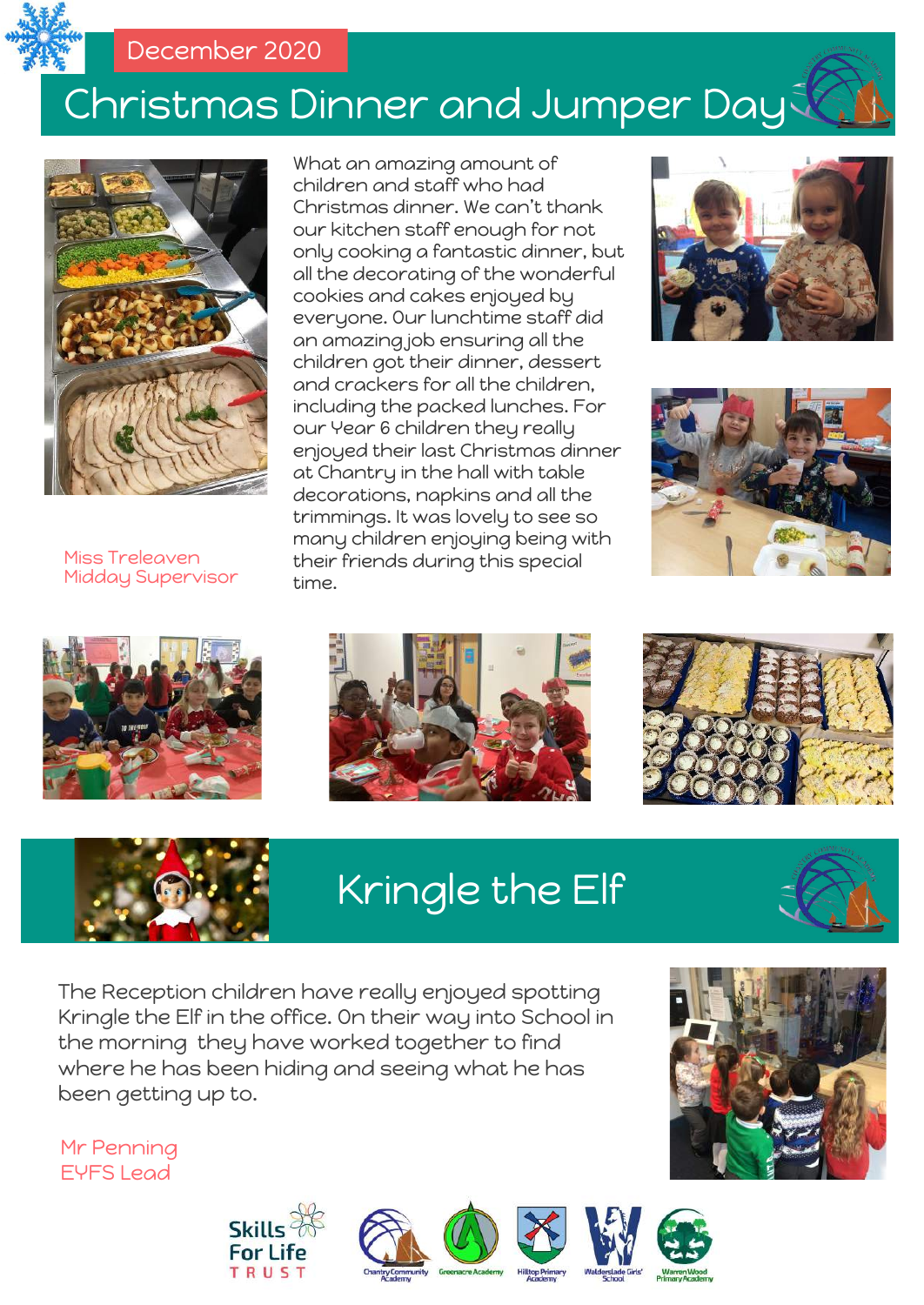December 2020

# Christmas Dinner and Jumper Day

What an amazing amount of children and staff who had Christmas dinner. We can't thank our kitchen staff enough for not only cooking a fantastic dinner, but all the decorating of the wonderful cookies and cakes enjoyed by everyone. Our lunchtime staff did an amazing job ensuring all the children got their dinner, dessert and crackers for all the children, including the packed lunches. For our Year 6 children they really enjoyed their last Christmas dinner at Chantry in the hall with table decorations, napkins and all the trimmings. It was lovely to see so many children enjoying being with their friends during this special time.

Miss Treleaven
Midday Supervisor

# Kringle the Elf

The Reception children have really enjoyed spotting Kringle the Elf in the office. On their way into School in the morning they have worked together to find where he has been hiding and seeing what he has been getting up to.

Mr Penning
EYFS Lead

Skills For Life TRUST

Chantry Community Academy · Greenacre Academy · Hilltop Primary Academy · Walderslade Girls' School · Warren Wood Primary Academy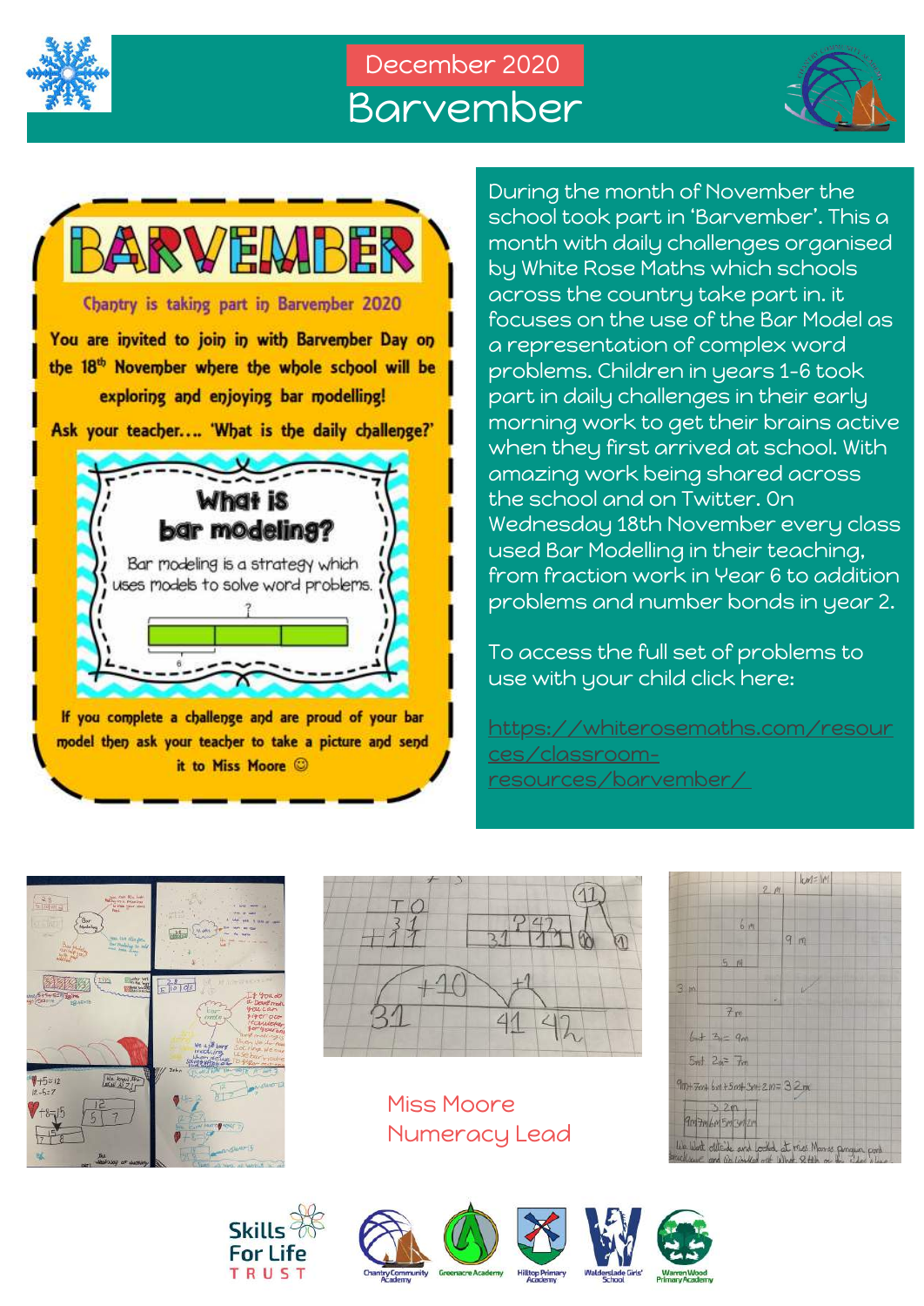December 2020

# Barvember

## BARVEMBER

Chantry is taking part in Barvember 2020

You are invited to join in with Barvember Day on the 18th November where the whole school will be exploring and enjoying bar modelling!

Ask your teacher…. 'What is the daily challenge?'

### What is bar modeling?

Bar modeling is a strategy which uses models to solve word problems.

If you complete a challenge and are proud of your bar model then ask your teacher to take a picture and send it to Miss Moore ☺

During the month of November the school took part in 'Barvember'. This a month with daily challenges organised by White Rose Maths which schools across the country take part in. it focuses on the use of the Bar Model as a representation of complex word problems. Children in years 1-6 took part in daily challenges in their early morning work to get their brains active when they first arrived at school. With amazing work being shared across the school and on Twitter. On Wednesday 18th November every class used Bar Modelling in their teaching, from fraction work in Year 6 to addition problems and number bonds in year 2.

To access the full set of problems to use with your child click here:

https://whiterosemaths.com/resources/classroom-resources/barvember/

Miss Moore
Numeracy Lead

Skills For Life TRUST

Chantry Community Academy · Greenacre Academy · Hilltop Primary Academy · Walderslade Girls' School · Warren Wood Primary Academy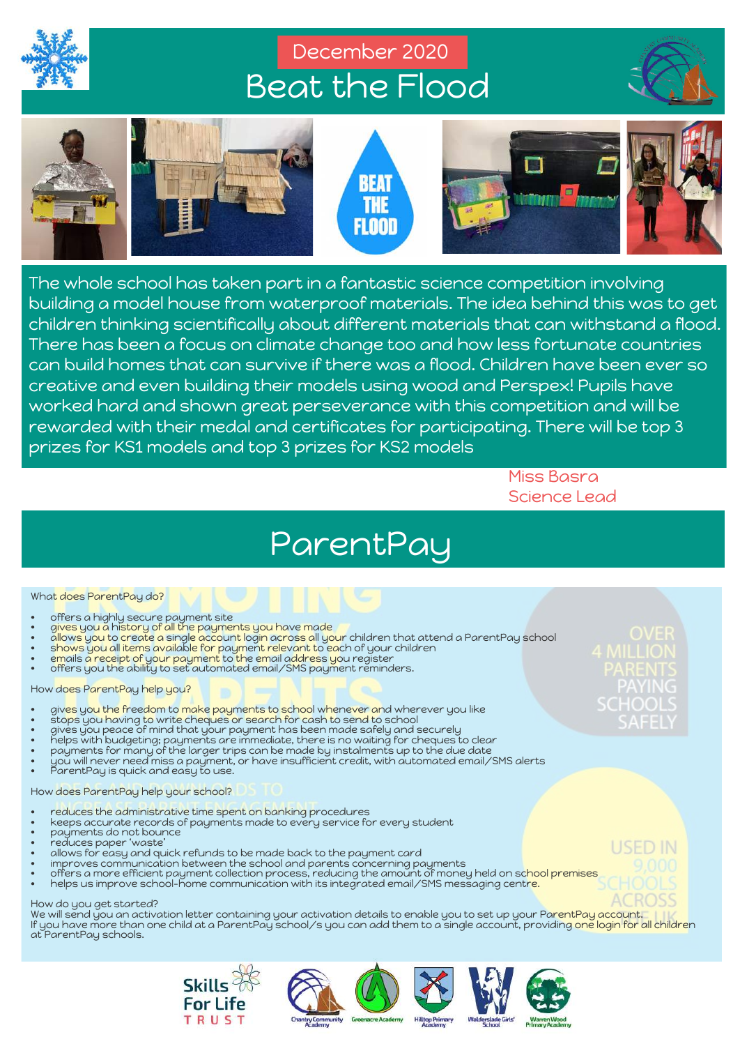December 2020

# Beat the Flood

The whole school has taken part in a fantastic science competition involving building a model house from waterproof materials. The idea behind this was to get children thinking scientifically about different materials that can withstand a flood. There has been a focus on climate change too and how less fortunate countries can build homes that can survive if there was a flood. Children have been ever so creative and even building their models using wood and Perspex! Pupils have worked hard and shown great perseverance with this competition and will be rewarded with their medal and certificates for participating. There will be top 3 prizes for KS1 models and top 3 prizes for KS2 models

Miss Basra
Science Lead

# ParentPay

What does ParentPay do?

- offers a highly secure payment site
- gives you a history of all the payments you have made
- allows you to create a single account login across all your children that attend a ParentPay school
- shows you all items available for payment relevant to each of your children
- emails a receipt of your payment to the email address you register
- offers you the ability to set automated email/SMS payment reminders.

How does ParentPay help you?

- gives you the freedom to make payments to school whenever and wherever you like
- stops you having to write cheques or search for cash to send to school
- gives you peace of mind that your payment has been made safely and securely
- helps with budgeting; payments are immediate, there is no waiting for cheques to clear
- payments for many of the larger trips can be made by instalments up to the due date
- you will never need miss a payment, or have insufficient credit, with automated email/SMS alerts
- ParentPay is quick and easy to use.

How does ParentPay help your school?

- reduces the administrative time spent on banking procedures
- keeps accurate records of payments made to every service for every student
- payments do not bounce
- reduces paper 'waste'
- allows for easy and quick refunds to be made back to the payment card
- improves communication between the school and parents concerning payments
- offers a more efficient payment collection process, reducing the amount of money held on school premises
- helps us improve school-home communication with its integrated email/SMS messaging centre.

How do you get started?
We will send you an activation letter containing your activation details to enable you to set up your ParentPay account.
If you have more than one child at a ParentPay school/s you can add them to a single account, providing one login for all children at ParentPay schools.

OVER 4 MILLION PARENTS PAYING SCHOOLS SAFELY

USED IN 9,000 SCHOOLS ACROSS THE UK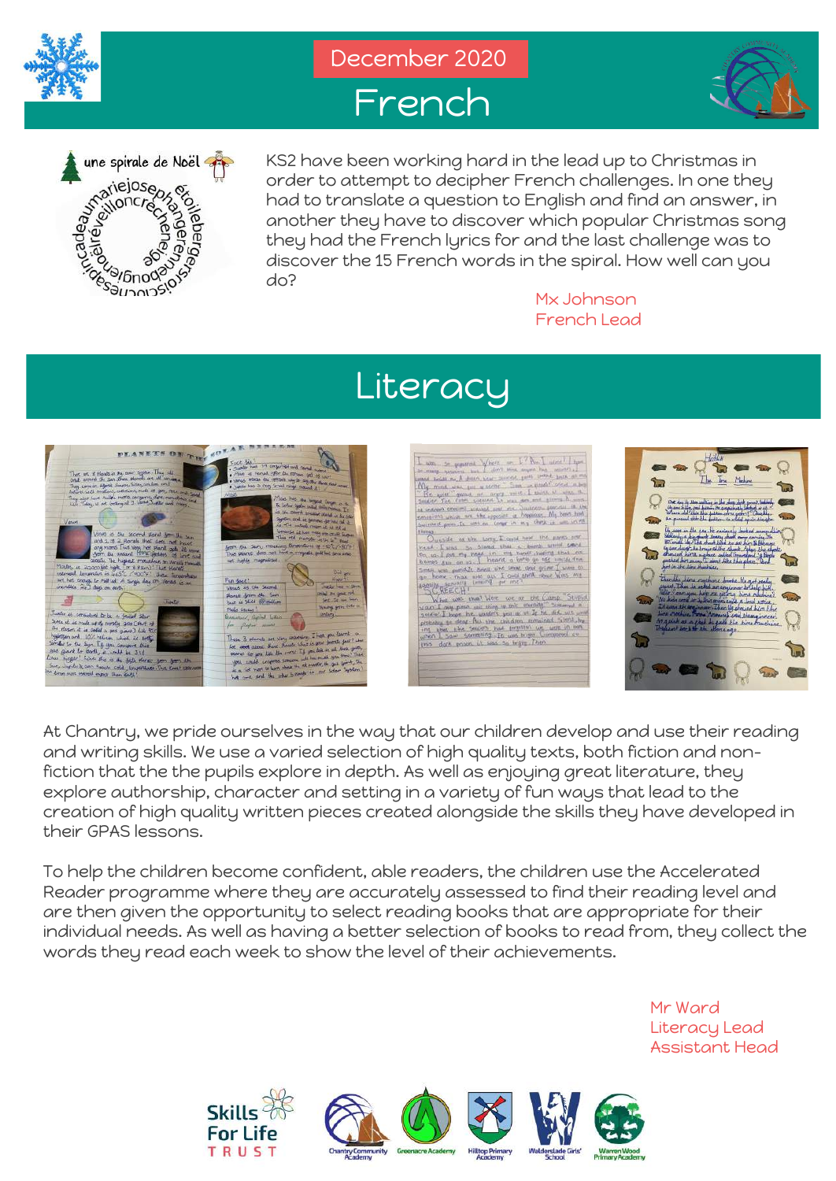December 2020

# French

une spirale de Noël

KS2 have been working hard in the lead up to Christmas in order to attempt to decipher French challenges. In one they had to translate a question to English and find an answer, in another they have to discover which popular Christmas song they had the French lyrics for and the last challenge was to discover the 15 French words in the spiral. How well can you do?

Mx Johnson
French Lead

# Literacy

At Chantry, we pride ourselves in the way that our children develop and use their reading and writing skills. We use a varied selection of high quality texts, both fiction and non-fiction that the the pupils explore in depth. As well as enjoying great literature, they explore authorship, character and setting in a variety of fun ways that lead to the creation of high quality written pieces created alongside the skills they have developed in their GPAS lessons.

To help the children become confident, able readers, the children use the Accelerated Reader programme where they are accurately assessed to find their reading level and are then given the opportunity to select reading books that are appropriate for their individual needs. As well as having a better selection of books to read from, they collect the words they read each week to show the level of their achievements.

Mr Ward
Literacy Lead
Assistant Head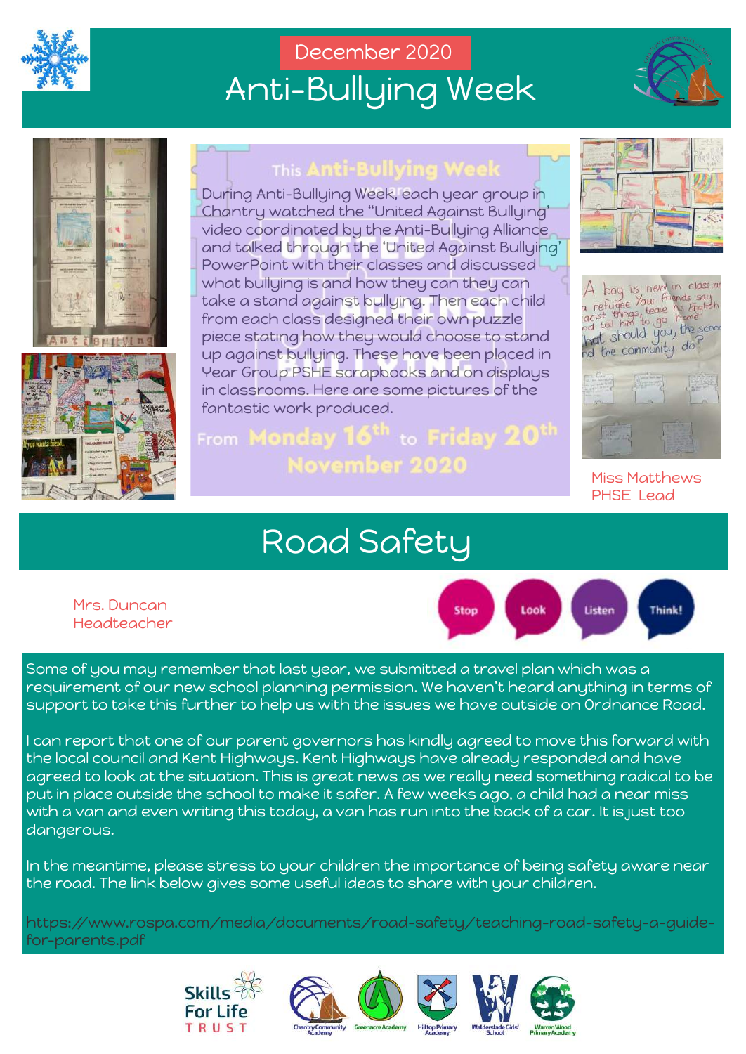December 2020

# Anti-Bullying Week

## This Anti-Bullying Week

During Anti-Bullying Week, each year group in Chantry watched the "United Against Bullying" video coordinated by the Anti-Bullying Alliance and talked through the 'United Against Bullying' PowerPoint with their classes and discussed what bullying is and how they can they can take a stand against bullying. Then each child from each class designed their own puzzle piece stating how they would choose to stand up against bullying. These have been placed in Year Group PSHE scrapbooks and on displays in classrooms. Here are some pictures of the fantastic work produced.

From **Monday 16th** to **Friday 20th November 2020**

Miss Matthews
PHSE Lead

# Road Safety

Mrs. Duncan
Headteacher

Stop · Look · Listen · Think!

Some of you may remember that last year, we submitted a travel plan which was a requirement of our new school planning permission. We haven't heard anything in terms of support to take this further to help us with the issues we have outside on Ordnance Road.

I can report that one of our parent governors has kindly agreed to move this forward with the local council and Kent Highways. Kent Highways have already responded and have agreed to look at the situation. This is great news as we really need something radical to be put in place outside the school to make it safer. A few weeks ago, a child had a near miss with a van and even writing this today, a van has run into the back of a car. It is just too dangerous.

In the meantime, please stress to your children the importance of being safety aware near the road. The link below gives some useful ideas to share with your children.

https://www.rospa.com/media/documents/road-safety/teaching-road-safety-a-guide-for-parents.pdf

Skills For Life Trust · Chantry Community Academy · Greenacre Academy · Hilltop Primary Academy · Walderslade Girls' School · Warren Wood Primary Academy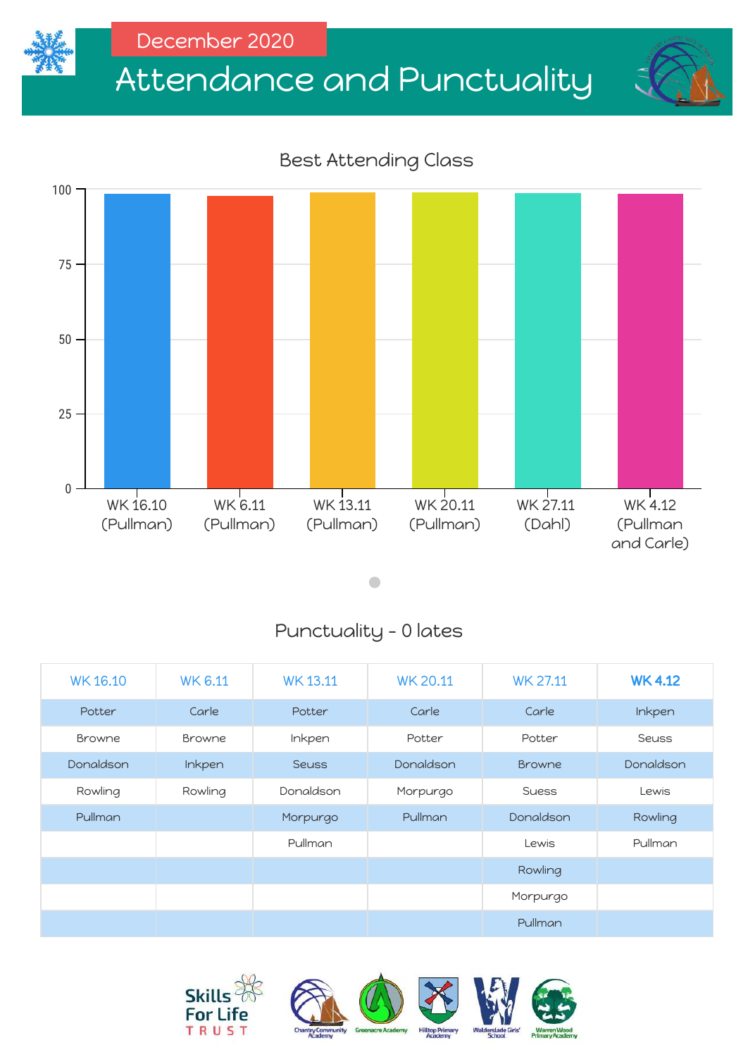December 2020

# Attendance and Punctuality

## Best Attending Class

| Week | Class |
|---|---|
| WK 16.10 | Pullman |
| WK 6.11 | Pullman |
| WK 13.11 | Pullman |
| WK 20.11 | Pullman |
| WK 27.11 | Dahl |
| WK 4.12 | Pullman and Carle |

## Punctuality - 0 lates

| WK 16.10 | WK 6.11 | WK 13.11 | WK 20.11 | WK 27.11 | WK 4.12 |
|---|---|---|---|---|---|
| Potter | Carle | Potter | Carle | Carle | Inkpen |
| Browne | Browne | Inkpen | Potter | Potter | Seuss |
| Donaldson | Inkpen | Seuss | Donaldson | Browne | Donaldson |
| Rowling | Rowling | Donaldson | Morpurgo | Suess | Lewis |
| Pullman | | Morpurgo | Pullman | Donaldson | Rowling |
| | | Pullman | | Lewis | Pullman |
| | | | | Rowling | |
| | | | | Morpurgo | |
| | | | | Pullman | |

Skills For Life TRUST

Chantry Community Academy · Greenacre Academy · Hilltop Primary Academy · Walderslade Girls' School · Warren Wood Primary Academy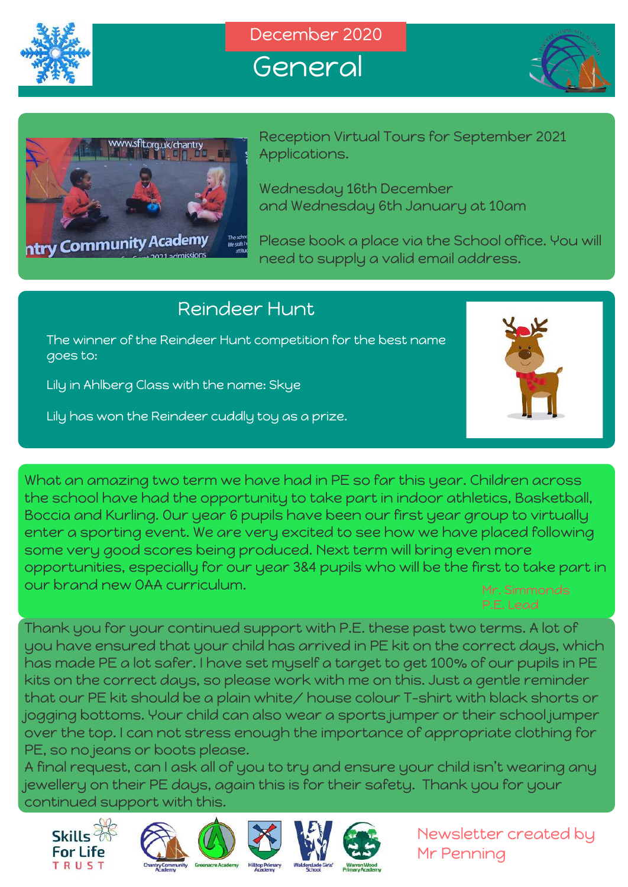December 2020

# General

Reception Virtual Tours for September 2021 Applications.

Wednesday 16th December
and Wednesday 6th January at 10am

Please book a place via the School office. You will need to supply a valid email address.

## Reindeer Hunt

The winner of the Reindeer Hunt competition for the best name goes to:

Lily in Ahlberg Class with the name: Skye

Lily has won the Reindeer cuddly toy as a prize.

What an amazing two term we have had in PE so far this year. Children across the school have had the opportunity to take part in indoor athletics, Basketball, Boccia and Kurling. Our year 6 pupils have been our first year group to virtually enter a sporting event. We are very excited to see how we have placed following some very good scores being produced. Next term will bring even more opportunities, especially for our year 3&4 pupils who will be the first to take part in our brand new OAA curriculum.

Mr. Simmonds
P.E. Lead

Thank you for your continued support with P.E. these past two terms. A lot of you have ensured that your child has arrived in PE kit on the correct days, which has made PE a lot safer. I have set myself a target to get 100% of our pupils in PE kits on the correct days, so please work with me on this. Just a gentle reminder that our PE kit should be a plain white/ house colour T-shirt with black shorts or jogging bottoms. Your child can also wear a sports jumper or their school jumper over the top. I can not stress enough the importance of appropriate clothing for PE, so no jeans or boots please.
A final request, can I ask all of you to try and ensure your child isn't wearing any jewellery on their PE days, again this is for their safety. Thank you for your continued support with this.

Skills For Life TRUST

Chantry Community Academy, Greenacre Academy, Hilltop Primary Academy, Walderslade Girls' School, Warren Wood Primary Academy

Newsletter created by Mr Penning